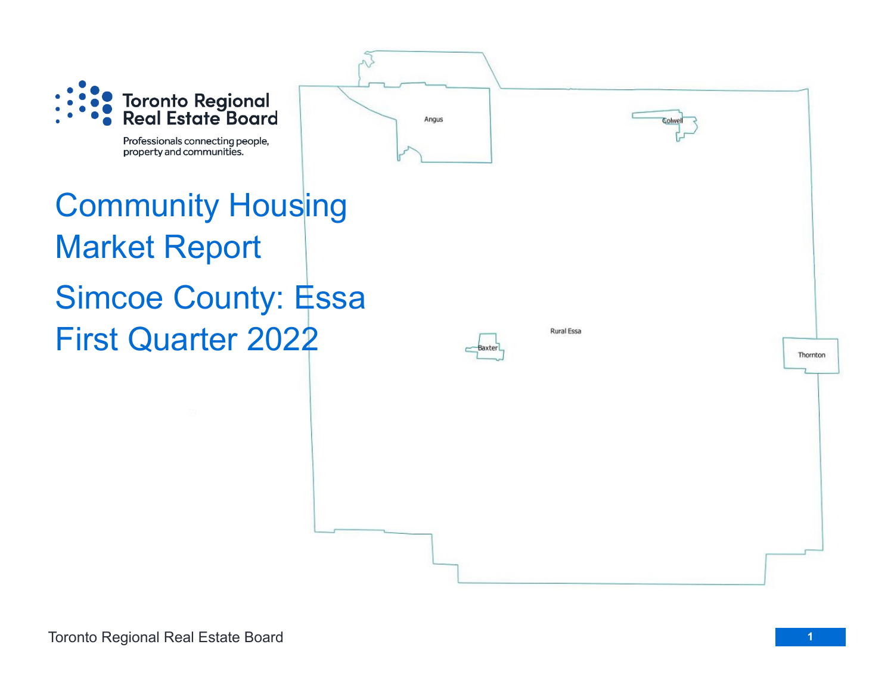Toronto Regional Real Estate Board

Professionals connecting people, property and communities.

# Community Housing Market Report

# Simcoe County: Essa First Quarter 2022

Angus

Colwell

Rural Essa

Baxter

Thornton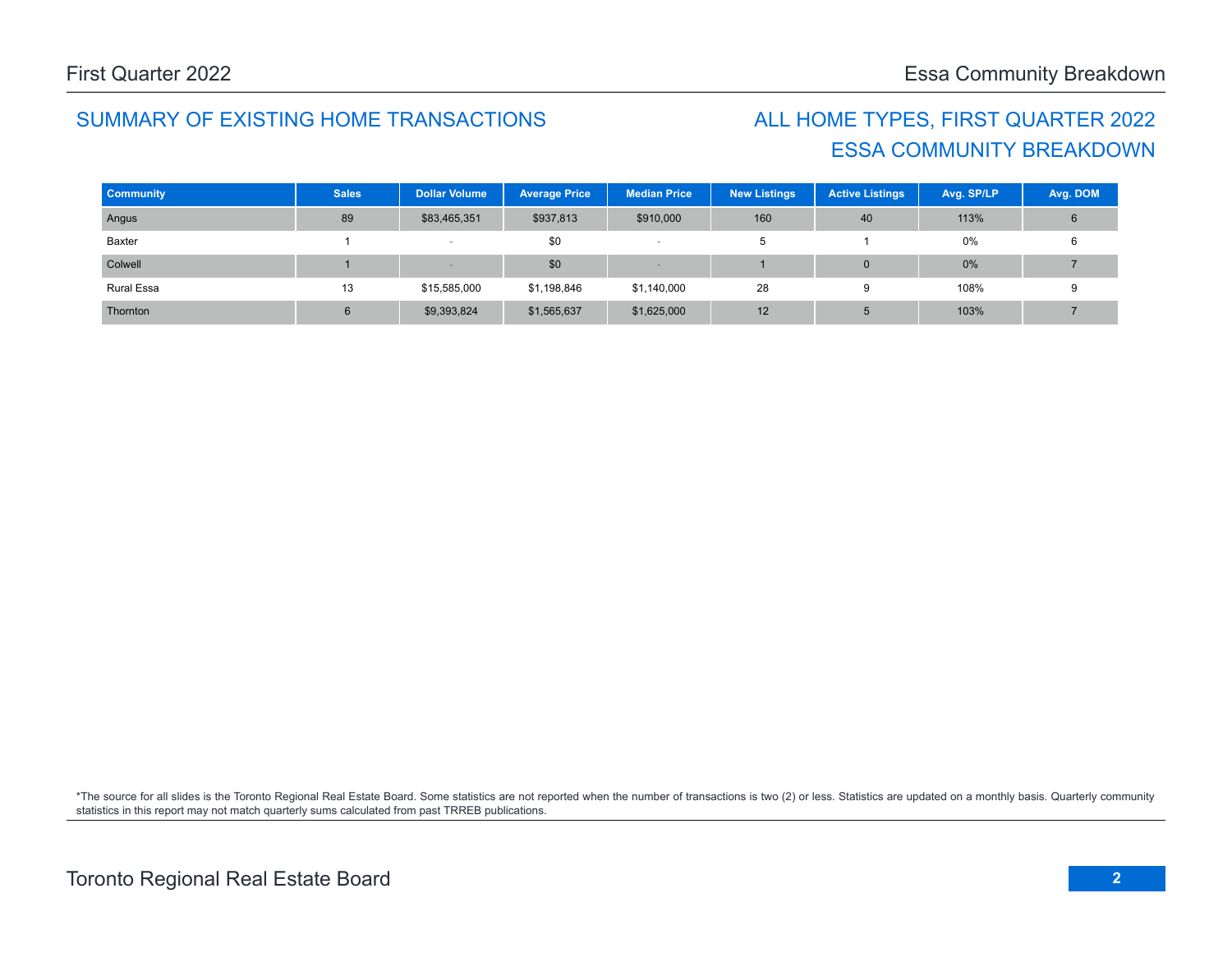## SUMMARY OF EXISTING HOME TRANSACTIONS

## ALL HOME TYPES, FIRST QUARTER 2022
## ESSA COMMUNITY BREAKDOWN

| Community | Sales | Dollar Volume | Average Price | Median Price | New Listings | Active Listings | Avg. SP/LP | Avg. DOM |
|---|---|---|---|---|---|---|---|---|
| Angus | 89 | $83,465,351 | $937,813 | $910,000 | 160 | 40 | 113% | 6 |
| Baxter | 1 | - | $0 | - | 5 | 1 | 0% | 6 |
| Colwell | 1 | - | $0 | - | 1 | 0 | 0% | 7 |
| Rural Essa | 13 | $15,585,000 | $1,198,846 | $1,140,000 | 28 | 9 | 108% | 9 |
| Thornton | 6 | $9,393,824 | $1,565,637 | $1,625,000 | 12 | 5 | 103% | 7 |

*The source for all slides is the Toronto Regional Real Estate Board. Some statistics are not reported when the number of transactions is two (2) or less. Statistics are updated on a monthly basis. Quarterly community statistics in this report may not match quarterly sums calculated from past TRREB publications.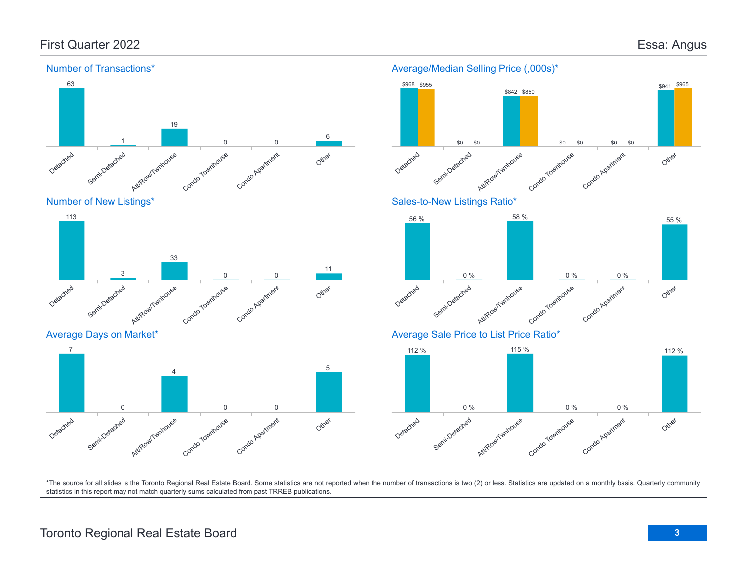## First Quarter 2022

## Essa: Angus

### Number of Transactions*

| Detached | Semi-Detached | Att/Row/Twnhouse | Condo Townhouse | Condo Apartment | Other |
|---|---|---|---|---|---|
| 63 | 1 | 19 | 0 | 0 | 6 |

### Average/Median Selling Price (,000s)*

| | Detached | Semi-Detached | Att/Row/Twnhouse | Condo Townhouse | Condo Apartment | Other |
|---|---|---|---|---|---|---|
| Average | $968 | $0 | $842 | $0 | $0 | $941 |
| Median | $955 | $0 | $850 | $0 | $0 | $965 |

### Number of New Listings*

| Detached | Semi-Detached | Att/Row/Twnhouse | Condo Townhouse | Condo Apartment | Other |
|---|---|---|---|---|---|
| 113 | 3 | 33 | 0 | 0 | 11 |

### Sales-to-New Listings Ratio*

| Detached | Semi-Detached | Att/Row/Twnhouse | Condo Townhouse | Condo Apartment | Other |
|---|---|---|---|---|---|
| 56 % | 0 % | 58 % | 0 % | 0 % | 55 % |

### Average Days on Market*

| Detached | Semi-Detached | Att/Row/Twnhouse | Condo Townhouse | Condo Apartment | Other |
|---|---|---|---|---|---|
| 7 | 0 | 4 | 0 | 0 | 5 |

### Average Sale Price to List Price Ratio*

| Detached | Semi-Detached | Att/Row/Twnhouse | Condo Townhouse | Condo Apartment | Other |
|---|---|---|---|---|---|
| 112 % | 0 % | 115 % | 0 % | 0 % | 112 % |

*The source for all slides is the Toronto Regional Real Estate Board. Some statistics are not reported when the number of transactions is two (2) or less. Statistics are updated on a monthly basis. Quarterly community statistics in this report may not match quarterly sums calculated from past TRREB publications.

Toronto Regional Real Estate Board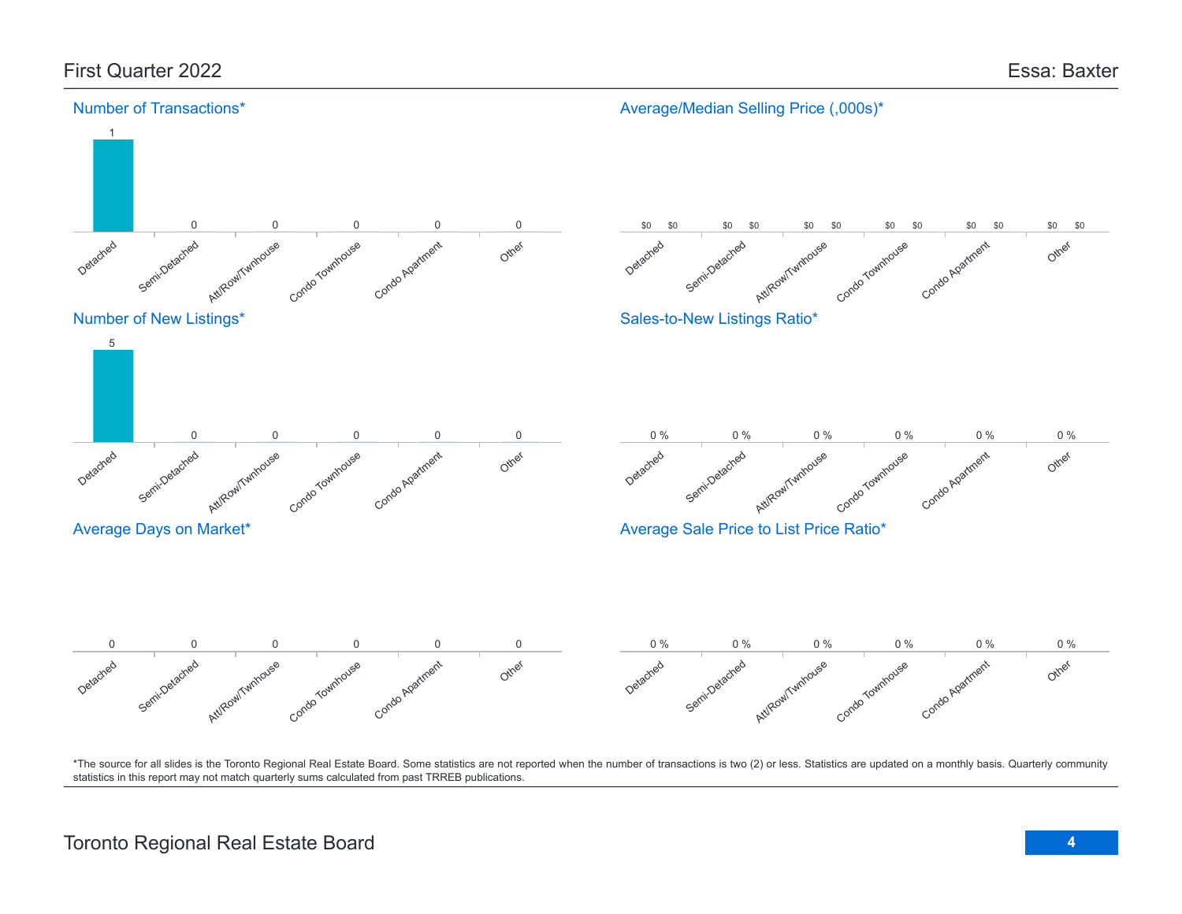First Quarter 2022

Essa: Baxter

## Number of Transactions*

| Detached | Semi-Detached | Att/Row/Twnhouse | Condo Townhouse | Condo Apartment | Other |
|---|---|---|---|---|---|
| 1 | 0 | 0 | 0 | 0 | 0 |

## Average/Median Selling Price (,000s)*

| | Detached | Semi-Detached | Att/Row/Twnhouse | Condo Townhouse | Condo Apartment | Other |
|---|---|---|---|---|---|---|
| Average | $0 | $0 | $0 | $0 | $0 | $0 |
| Median | $0 | $0 | $0 | $0 | $0 | $0 |

## Number of New Listings*

| Detached | Semi-Detached | Att/Row/Twnhouse | Condo Townhouse | Condo Apartment | Other |
|---|---|---|---|---|---|
| 5 | 0 | 0 | 0 | 0 | 0 |

## Sales-to-New Listings Ratio*

| Detached | Semi-Detached | Att/Row/Twnhouse | Condo Townhouse | Condo Apartment | Other |
|---|---|---|---|---|---|
| 0 % | 0 % | 0 % | 0 % | 0 % | 0 % |

## Average Days on Market*

| Detached | Semi-Detached | Att/Row/Twnhouse | Condo Townhouse | Condo Apartment | Other |
|---|---|---|---|---|---|
| 0 | 0 | 0 | 0 | 0 | 0 |

## Average Sale Price to List Price Ratio*

| Detached | Semi-Detached | Att/Row/Twnhouse | Condo Townhouse | Condo Apartment | Other |
|---|---|---|---|---|---|
| 0 % | 0 % | 0 % | 0 % | 0 % | 0 % |

*The source for all slides is the Toronto Regional Real Estate Board. Some statistics are not reported when the number of transactions is two (2) or less. Statistics are updated on a monthly basis. Quarterly community statistics in this report may not match quarterly sums calculated from past TRREB publications.

Toronto Regional Real Estate Board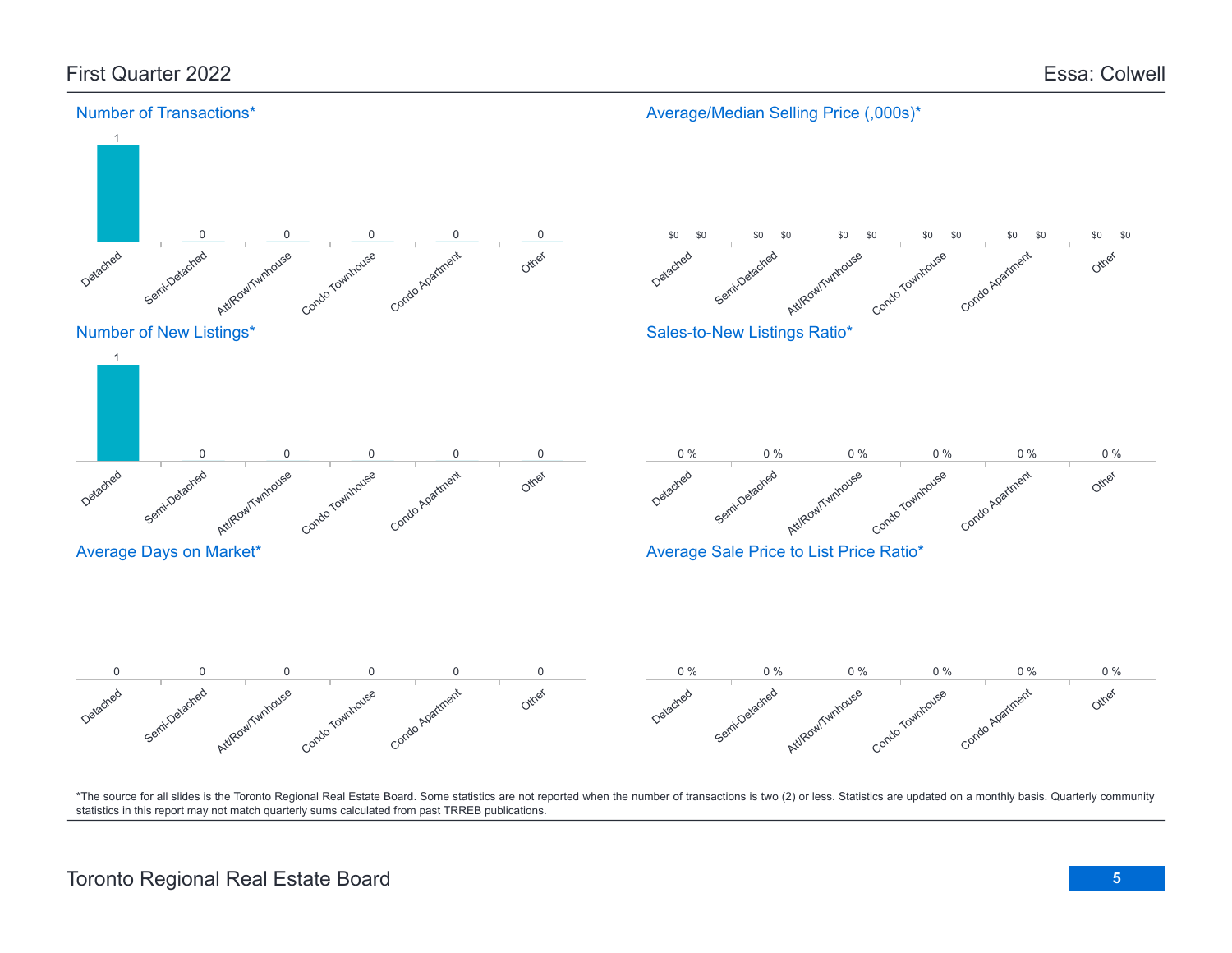# First Quarter 2022 — Essa: Colwell

## Number of Transactions*

| Detached | Semi-Detached | Att/Row/Twnhouse | Condo Townhouse | Condo Apartment | Other |
|---|---|---|---|---|---|
| 1 | 0 | 0 | 0 | 0 | 0 |

## Average/Median Selling Price (,000s)*

| | Detached | Semi-Detached | Att/Row/Twnhouse | Condo Townhouse | Condo Apartment | Other |
|---|---|---|---|---|---|---|
| Average | $0 | $0 | $0 | $0 | $0 | $0 |
| Median | $0 | $0 | $0 | $0 | $0 | $0 |

## Number of New Listings*

| Detached | Semi-Detached | Att/Row/Twnhouse | Condo Townhouse | Condo Apartment | Other |
|---|---|---|---|---|---|
| 1 | 0 | 0 | 0 | 0 | 0 |

## Sales-to-New Listings Ratio*

| Detached | Semi-Detached | Att/Row/Twnhouse | Condo Townhouse | Condo Apartment | Other |
|---|---|---|---|---|---|
| 0 % | 0 % | 0 % | 0 % | 0 % | 0 % |

## Average Days on Market*

| Detached | Semi-Detached | Att/Row/Twnhouse | Condo Townhouse | Condo Apartment | Other |
|---|---|---|---|---|---|
| 0 | 0 | 0 | 0 | 0 | 0 |

## Average Sale Price to List Price Ratio*

| Detached | Semi-Detached | Att/Row/Twnhouse | Condo Townhouse | Condo Apartment | Other |
|---|---|---|---|---|---|
| 0 % | 0 % | 0 % | 0 % | 0 % | 0 % |

*The source for all slides is the Toronto Regional Real Estate Board. Some statistics are not reported when the number of transactions is two (2) or less. Statistics are updated on a monthly basis. Quarterly community statistics in this report may not match quarterly sums calculated from past TRREB publications.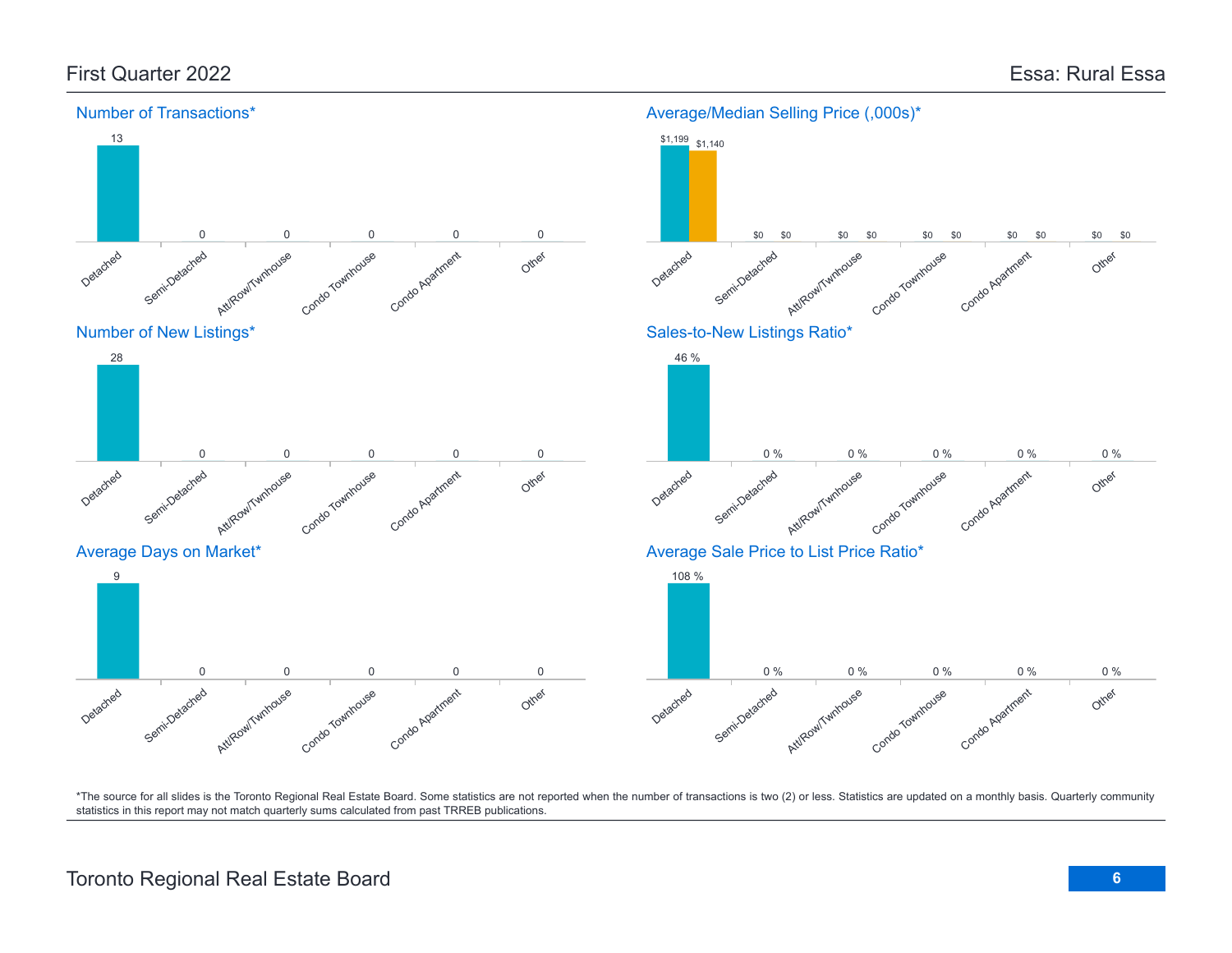## First Quarter 2022

## Essa: Rural Essa

### Number of Transactions*

| Detached | Semi-Detached | Att/Row/Twnhouse | Condo Townhouse | Condo Apartment | Other |
|---|---|---|---|---|---|
| 13 | 0 | 0 | 0 | 0 | 0 |

### Average/Median Selling Price (,000s)*

| | Detached | Semi-Detached | Att/Row/Twnhouse | Condo Townhouse | Condo Apartment | Other |
|---|---|---|---|---|---|---|
| Average | $1,199 | $0 | $0 | $0 | $0 | $0 |
| Median | $1,140 | $0 | $0 | $0 | $0 | $0 |

### Number of New Listings*

| Detached | Semi-Detached | Att/Row/Twnhouse | Condo Townhouse | Condo Apartment | Other |
|---|---|---|---|---|---|
| 28 | 0 | 0 | 0 | 0 | 0 |

### Sales-to-New Listings Ratio*

| Detached | Semi-Detached | Att/Row/Twnhouse | Condo Townhouse | Condo Apartment | Other |
|---|---|---|---|---|---|
| 46 % | 0 % | 0 % | 0 % | 0 % | 0 % |

### Average Days on Market*

| Detached | Semi-Detached | Att/Row/Twnhouse | Condo Townhouse | Condo Apartment | Other |
|---|---|---|---|---|---|
| 9 | 0 | 0 | 0 | 0 | 0 |

### Average Sale Price to List Price Ratio*

| Detached | Semi-Detached | Att/Row/Twnhouse | Condo Townhouse | Condo Apartment | Other |
|---|---|---|---|---|---|
| 108 % | 0 % | 0 % | 0 % | 0 % | 0 % |

*The source for all slides is the Toronto Regional Real Estate Board. Some statistics are not reported when the number of transactions is two (2) or less. Statistics are updated on a monthly basis. Quarterly community statistics in this report may not match quarterly sums calculated from past TRREB publications.

Toronto Regional Real Estate Board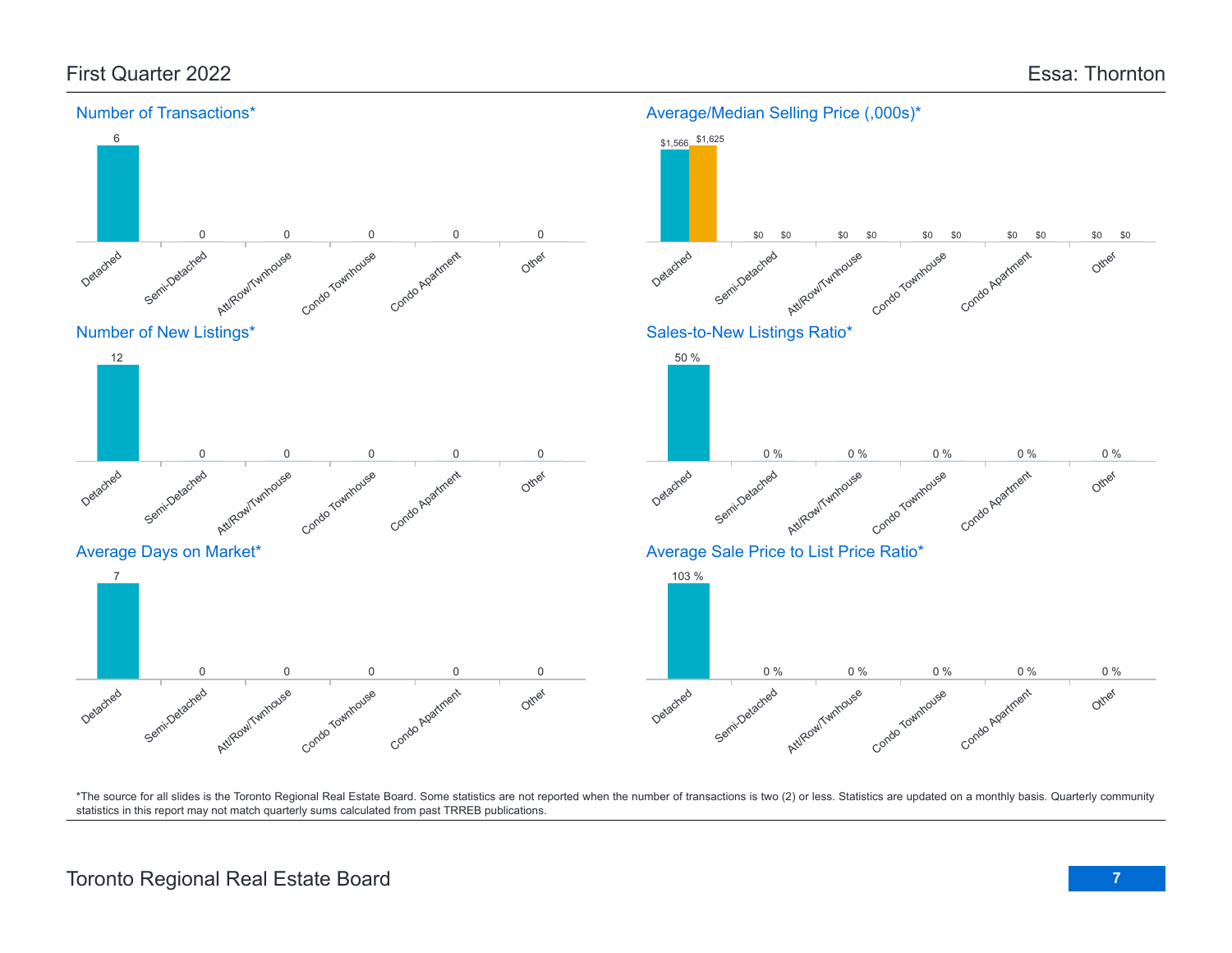## Number of Transactions*

6
0
0
0
0
0

Detached
Semi-Detached
Att/Row/Twnhouse
Condo Townhouse
Condo Apartment
Other

## Average/Median Selling Price (,000s)*

$1,566
$1,625
$0
$0
$0
$0
$0
$0
$0
$0
$0
$0

Detached
Semi-Detached
Att/Row/Twnhouse
Condo Townhouse
Condo Apartment
Other

## Number of New Listings*

12
0
0
0
0
0

Detached
Semi-Detached
Att/Row/Twnhouse
Condo Townhouse
Condo Apartment
Other

## Sales-to-New Listings Ratio*

50 %
0 %
0 %
0 %
0 %
0 %

Detached
Semi-Detached
Att/Row/Twnhouse
Condo Townhouse
Condo Apartment
Other

## Average Days on Market*

7
0
0
0
0
0

Detached
Semi-Detached
Att/Row/Twnhouse
Condo Townhouse
Condo Apartment
Other

## Average Sale Price to List Price Ratio*

103 %
0 %
0 %
0 %
0 %
0 %

Detached
Semi-Detached
Att/Row/Twnhouse
Condo Townhouse
Condo Apartment
Other

*The source for all slides is the Toronto Regional Real Estate Board. Some statistics are not reported when the number of transactions is two (2) or less. Statistics are updated on a monthly basis. Quarterly community statistics in this report may not match quarterly sums calculated from past TRREB publications.